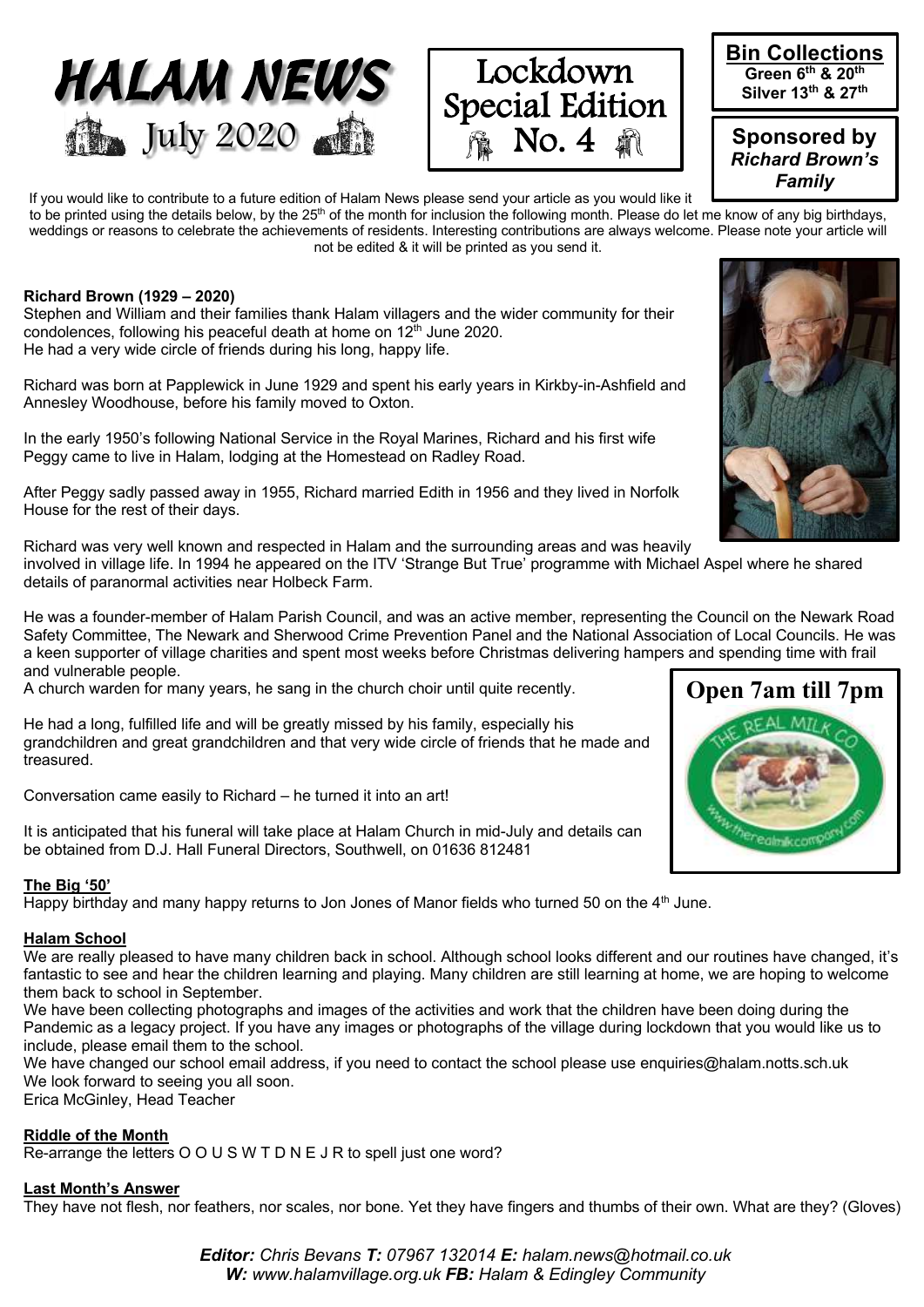# HALAM NEWS

July 2020

**Lockdown Special Edition No. 4**

**Bin Collections**
**Green 6th & 20th**
**Silver 13th & 27th**

**Sponsored by** ***Richard Brown's Family***

If you would like to contribute to a future edition of Halam News please send your article as you would like it to be printed using the details below, by the 25th of the month for inclusion the following month. Please do let me know of any big birthdays, weddings or reasons to celebrate the achievements of residents. Interesting contributions are always welcome. Please note your article will not be edited & it will be printed as you send it.

**Richard Brown (1929 – 2020)**

Stephen and William and their families thank Halam villagers and the wider community for their condolences, following his peaceful death at home on 12th June 2020.
He had a very wide circle of friends during his long, happy life.

Richard was born at Papplewick in June 1929 and spent his early years in Kirkby-in-Ashfield and Annesley Woodhouse, before his family moved to Oxton.

In the early 1950's following National Service in the Royal Marines, Richard and his first wife Peggy came to live in Halam, lodging at the Homestead on Radley Road.

After Peggy sadly passed away in 1955, Richard married Edith in 1956 and they lived in Norfolk House for the rest of their days.

Richard was very well known and respected in Halam and the surrounding areas and was heavily involved in village life. In 1994 he appeared on the ITV 'Strange But True' programme with Michael Aspel where he shared details of paranormal activities near Holbeck Farm.

He was a founder-member of Halam Parish Council, and was an active member, representing the Council on the Newark Road Safety Committee, The Newark and Sherwood Crime Prevention Panel and the National Association of Local Councils. He was a keen supporter of village charities and spent most weeks before Christmas delivering hampers and spending time with frail and vulnerable people.
A church warden for many years, he sang in the church choir until quite recently.

He had a long, fulfilled life and will be greatly missed by his family, especially his grandchildren and great grandchildren and that very wide circle of friends that he made and treasured.

Conversation came easily to Richard – he turned it into an art!

It is anticipated that his funeral will take place at Halam Church in mid-July and details can be obtained from D.J. Hall Funeral Directors, Southwell, on 01636 812481

**Open 7am till 7pm**

THE REAL MILK CO
www.therealmilkcompany.com

**The Big '50'**

Happy birthday and many happy returns to Jon Jones of Manor fields who turned 50 on the 4th June.

**Halam School**

We are really pleased to have many children back in school. Although school looks different and our routines have changed, it's fantastic to see and hear the children learning and playing. Many children are still learning at home, we are hoping to welcome them back to school in September.
We have been collecting photographs and images of the activities and work that the children have been doing during the Pandemic as a legacy project. If you have any images or photographs of the village during lockdown that you would like us to include, please email them to the school.
We have changed our school email address, if you need to contact the school please use enquiries@halam.notts.sch.uk
We look forward to seeing you all soon.
Erica McGinley, Head Teacher

**Riddle of the Month**

Re-arrange the letters O O U S W T D N E J R to spell just one word?

**Last Month's Answer**

They have not flesh, nor feathers, nor scales, nor bone. Yet they have fingers and thumbs of their own. What are they? (Gloves)

***Editor:*** *Chris Bevans* ***T:*** *07967 132014* ***E:*** *halam.news@hotmail.co.uk*
***W:*** *www.halamvillage.org.uk* ***FB:*** *Halam & Edingley Community*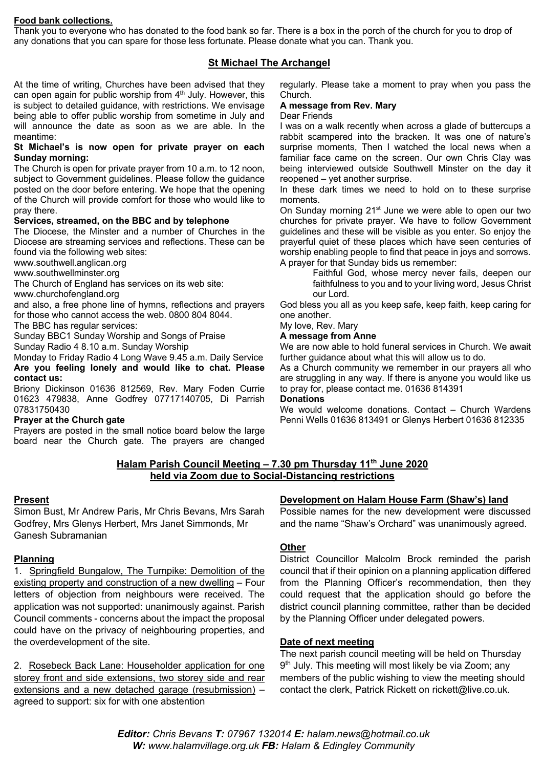**Food bank collections.**

Thank you to everyone who has donated to the food bank so far. There is a box in the porch of the church for you to drop of any donations that you can spare for those less fortunate. Please donate what you can. Thank you.

## St Michael The Archangel

At the time of writing, Churches have been advised that they can open again for public worship from 4th July. However, this is subject to detailed guidance, with restrictions. We envisage being able to offer public worship from sometime in July and will announce the date as soon as we are able. In the meantime:

**St Michael's is now open for private prayer on each Sunday morning:**

The Church is open for private prayer from 10 a.m. to 12 noon, subject to Government guidelines. Please follow the guidance posted on the door before entering. We hope that the opening of the Church will provide comfort for those who would like to pray there.

**Services, streamed, on the BBC and by telephone**

The Diocese, the Minster and a number of Churches in the Diocese are streaming services and reflections. These can be found via the following web sites:

www.southwell.anglican.org

www.southwellminster.org

The Church of England has services on its web site:

www.churchofengland.org

and also, a free phone line of hymns, reflections and prayers for those who cannot access the web. 0800 804 8044.

The BBC has regular services:

Sunday BBC1 Sunday Worship and Songs of Praise

Sunday Radio 4 8.10 a.m. Sunday Worship

Monday to Friday Radio 4 Long Wave 9.45 a.m. Daily Service

**Are you feeling lonely and would like to chat. Please contact us:**

Briony Dickinson 01636 812569, Rev. Mary Foden Currie 01623 479838, Anne Godfrey 07717140705, Di Parrish 07831750430

**Prayer at the Church gate**

Prayers are posted in the small notice board below the large board near the Church gate. The prayers are changed regularly. Please take a moment to pray when you pass the Church.

**A message from Rev. Mary**

Dear Friends

I was on a walk recently when across a glade of buttercups a rabbit scampered into the bracken. It was one of nature's surprise moments, Then I watched the local news when a familiar face came on the screen. Our own Chris Clay was being interviewed outside Southwell Minster on the day it reopened – yet another surprise.

In these dark times we need to hold on to these surprise moments.

On Sunday morning 21st June we were able to open our two churches for private prayer. We have to follow Government guidelines and these will be visible as you enter. So enjoy the prayerful quiet of these places which have seen centuries of worship enabling people to find that peace in joys and sorrows. A prayer for that Sunday bids us remember:

> Faithful God, whose mercy never fails, deepen our faithfulness to you and to your living word, Jesus Christ our Lord.

God bless you all as you keep safe, keep faith, keep caring for one another.

My love, Rev. Mary

**A message from Anne**

We are now able to hold funeral services in Church. We await further guidance about what this will allow us to do.

As a Church community we remember in our prayers all who are struggling in any way. If there is anyone you would like us to pray for, please contact me. 01636 814391

**Donations**

We would welcome donations. Contact – Church Wardens Penni Wells 01636 813491 or Glenys Herbert 01636 812335

## Halam Parish Council Meeting – 7.30 pm Thursday 11th June 2020 held via Zoom due to Social-Distancing restrictions

**Present**

Simon Bust, Mr Andrew Paris, Mr Chris Bevans, Mrs Sarah Godfrey, Mrs Glenys Herbert, Mrs Janet Simmonds, Mr Ganesh Subramanian

**Planning**

1. Springfield Bungalow, The Turnpike: Demolition of the existing property and construction of a new dwelling – Four letters of objection from neighbours were received. The application was not supported: unanimously against. Parish Council comments - concerns about the impact the proposal could have on the privacy of neighbouring properties, and the overdevelopment of the site.

2. Rosebeck Back Lane: Householder application for one storey front and side extensions, two storey side and rear extensions and a new detached garage (resubmission) – agreed to support: six for with one abstention

**Development on Halam House Farm (Shaw's) land**

Possible names for the new development were discussed and the name "Shaw's Orchard" was unanimously agreed.

**Other**

District Councillor Malcolm Brock reminded the parish council that if their opinion on a planning application differed from the Planning Officer's recommendation, then they could request that the application should go before the district council planning committee, rather than be decided by the Planning Officer under delegated powers.

**Date of next meeting**

The next parish council meeting will be held on Thursday 9th July. This meeting will most likely be via Zoom; any members of the public wishing to view the meeting should contact the clerk, Patrick Rickett on rickett@live.co.uk.

***Editor:** Chris Bevans **T:** 07967 132014 **E:** halam.news@hotmail.co.uk*
***W:** www.halamvillage.org.uk **FB:** Halam & Edingley Community*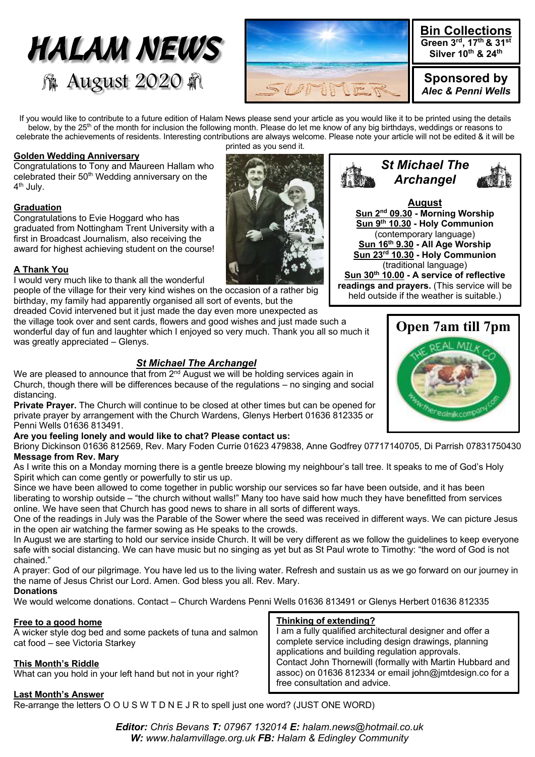# HALAM NEWS

## August 2020

**Bin Collections**
**Green 3rd, 17th & 31st**
**Silver 10th & 24th**

**Sponsored by**
***Alec & Penni Wells***

If you would like to contribute to a future edition of Halam News please send your article as you would like it to be printed using the details below, by the 25th of the month for inclusion the following month. Please do let me know of any big birthdays, weddings or reasons to celebrate the achievements of residents. Interesting contributions are always welcome. Please note your article will not be edited & it will be printed as you send it.

### Golden Wedding Anniversary

Congratulations to Tony and Maureen Hallam who celebrated their 50th Wedding anniversary on the 4th July.

### Graduation

Congratulations to Evie Hoggard who has graduated from Nottingham Trent University with a first in Broadcast Journalism, also receiving the award for highest achieving student on the course!

### A Thank You

I would very much like to thank all the wonderful people of the village for their very kind wishes on the occasion of a rather big birthday, my family had apparently organised all sort of events, but the dreaded Covid intervened but it just made the day even more unexpected as the village took over and sent cards, flowers and good wishes and just made such a wonderful day of fun and laughter which I enjoyed so very much. Thank you all so much it was greatly appreciated – Glenys.

### *St Michael The Archangel*

**August**
**Sun 2nd 09.30 - Morning Worship**
**Sun 9th 10.30 - Holy Communion** (contemporary language)
**Sun 16th 9.30 - All Age Worship**
**Sun 23rd 10.30 - Holy Communion** (traditional language)
**Sun 30th 10.00 - A service of reflective readings and prayers.** (This service will be held outside if the weather is suitable.)

**Open 7am till 7pm**

THE REAL MILK CO
www.therealmilkcompany.com

### *St Michael The Archangel*

We are pleased to announce that from 2nd August we will be holding services again in Church, though there will be differences because of the regulations – no singing and social distancing.

**Private Prayer.** The Church will continue to be closed at other times but can be opened for private prayer by arrangement with the Church Wardens, Glenys Herbert 01636 812335 or Penni Wells 01636 813491.

**Are you feeling lonely and would like to chat? Please contact us:**

Briony Dickinson 01636 812569, Rev. Mary Foden Currie 01623 479838, Anne Godfrey 07717140705, Di Parrish 07831750430

**Message from Rev. Mary**

As I write this on a Monday morning there is a gentle breeze blowing my neighbour's tall tree. It speaks to me of God's Holy Spirit which can come gently or powerfully to stir us up.

Since we have been allowed to come together in public worship our services so far have been outside, and it has been liberating to worship outside – "the church without walls!" Many too have said how much they have benefitted from services online. We have seen that Church has good news to share in all sorts of different ways.

One of the readings in July was the Parable of the Sower where the seed was received in different ways. We can picture Jesus in the open air watching the farmer sowing as He speaks to the crowds.

In August we are starting to hold our service inside Church. It will be very different as we follow the guidelines to keep everyone safe with social distancing. We can have music but no singing as yet but as St Paul wrote to Timothy: "the word of God is not chained."

A prayer: God of our pilgrimage. You have led us to the living water. Refresh and sustain us as we go forward on our journey in the name of Jesus Christ our Lord. Amen. God bless you all. Rev. Mary.

**Donations**

We would welcome donations. Contact – Church Wardens Penni Wells 01636 813491 or Glenys Herbert 01636 812335

### Free to a good home

A wicker style dog bed and some packets of tuna and salmon cat food – see Victoria Starkey

### Thinking of extending?

I am a fully qualified architectural designer and offer a complete service including design drawings, planning applications and building regulation approvals.
Contact John Thornewill (formally with Martin Hubbard and assoc) on 01636 812334 or email john@jmtdesign.co for a free consultation and advice.

### This Month's Riddle

What can you hold in your left hand but not in your right?

### Last Month's Answer

Re-arrange the letters O O U S W T D N E J R to spell just one word? (JUST ONE WORD)

***Editor:*** *Chris Bevans* ***T:*** *07967 132014* ***E:*** *halam.news@hotmail.co.uk*
***W:*** *www.halamvillage.org.uk* ***FB:*** *Halam & Edingley Community*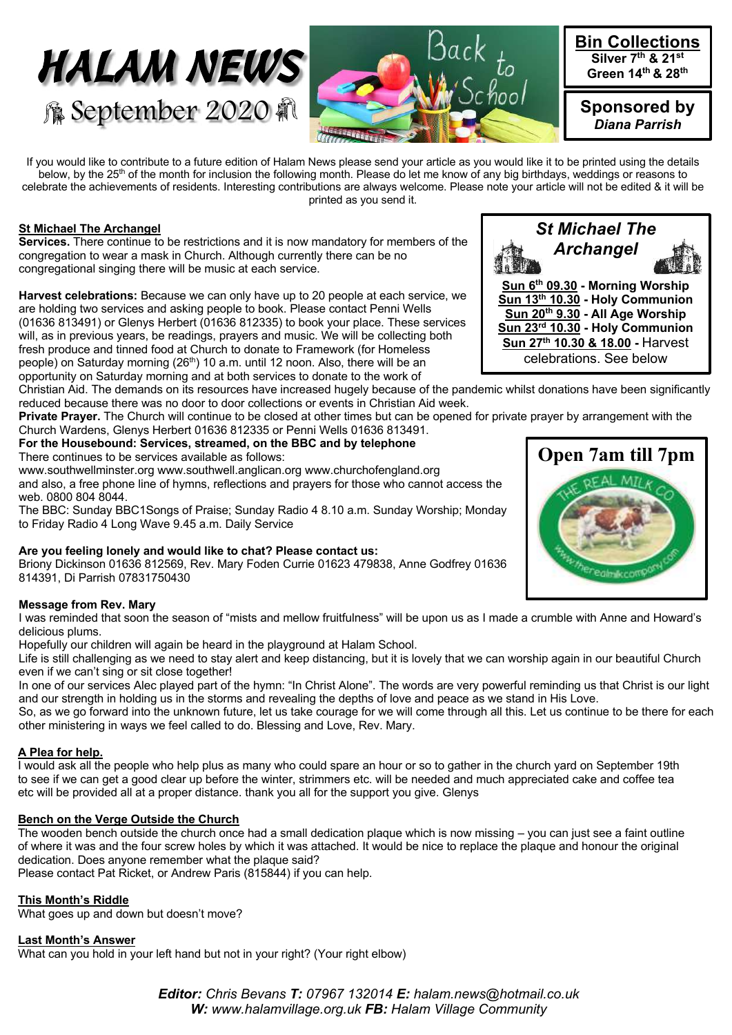# HALAM NEWS

## September 2020

**Bin Collections**
**Silver 7th & 21st**
**Green 14th & 28th**

**Sponsored by**
***Diana Parrish***

If you would like to contribute to a future edition of Halam News please send your article as you would like it to be printed using the details below, by the 25th of the month for inclusion the following month. Please do let me know of any big birthdays, weddings or reasons to celebrate the achievements of residents. Interesting contributions are always welcome. Please note your article will not be edited & it will be printed as you send it.

### St Michael The Archangel

***St Michael The Archangel***

**Sun 6th 09.30 - Morning Worship**
**Sun 13th 10.30 - Holy Communion**
**Sun 20th 9.30 - All Age Worship**
**Sun 23rd 10.30 - Holy Communion**
**Sun 27th 10.30 & 18.00 -** Harvest celebrations. See below

**Services.** There continue to be restrictions and it is now mandatory for members of the congregation to wear a mask in Church. Although currently there can be no congregational singing there will be music at each service.

**Harvest celebrations:** Because we can only have up to 20 people at each service, we are holding two services and asking people to book. Please contact Penni Wells (01636 813491) or Glenys Herbert (01636 812335) to book your place. These services will, as in previous years, be readings, prayers and music. We will be collecting both fresh produce and tinned food at Church to donate to Framework (for Homeless people) on Saturday morning (26th) 10 a.m. until 12 noon. Also, there will be an opportunity on Saturday morning and at both services to donate to the work of Christian Aid. The demands on its resources have increased hugely because of the pandemic whilst donations have been significantly reduced because there was no door to door collections or events in Christian Aid week.

**Private Prayer.** The Church will continue to be closed at other times but can be opened for private prayer by arrangement with the Church Wardens, Glenys Herbert 01636 812335 or Penni Wells 01636 813491.

**For the Housebound: Services, streamed, on the BBC and by telephone**
There continues to be services available as follows:
www.southwellminster.org www.southwell.anglican.org www.churchofengland.org
and also, a free phone line of hymns, reflections and prayers for those who cannot access the web. 0800 804 8044.
The BBC: Sunday BBC1Songs of Praise; Sunday Radio 4 8.10 a.m. Sunday Worship; Monday to Friday Radio 4 Long Wave 9.45 a.m. Daily Service

**Open 7am till 7pm**
THE REAL MILK CO
www.therealmilkcompany.com

**Are you feeling lonely and would like to chat? Please contact us:**
Briony Dickinson 01636 812569, Rev. Mary Foden Currie 01623 479838, Anne Godfrey 01636 814391, Di Parrish 07831750430

### Message from Rev. Mary

I was reminded that soon the season of "mists and mellow fruitfulness" will be upon us as I made a crumble with Anne and Howard's delicious plums.
Hopefully our children will again be heard in the playground at Halam School.
Life is still challenging as we need to stay alert and keep distancing, but it is lovely that we can worship again in our beautiful Church even if we can't sing or sit close together!
In one of our services Alec played part of the hymn: "In Christ Alone". The words are very powerful reminding us that Christ is our light and our strength in holding us in the storms and revealing the depths of love and peace as we stand in His Love.
So, as we go forward into the unknown future, let us take courage for we will come through all this. Let us continue to be there for each other ministering in ways we feel called to do. Blessing and Love, Rev. Mary.

### A Plea for help.

I would ask all the people who help plus as many who could spare an hour or so to gather in the church yard on September 19th to see if we can get a good clear up before the winter, strimmers etc. will be needed and much appreciated cake and coffee tea etc will be provided all at a proper distance. thank you all for the support you give. Glenys

### Bench on the Verge Outside the Church

The wooden bench outside the church once had a small dedication plaque which is now missing – you can just see a faint outline of where it was and the four screw holes by which it was attached. It would be nice to replace the plaque and honour the original dedication. Does anyone remember what the plaque said?
Please contact Pat Ricket, or Andrew Paris (815844) if you can help.

### This Month's Riddle

What goes up and down but doesn't move?

### Last Month's Answer

What can you hold in your left hand but not in your right? (Your right elbow)

***Editor:*** *Chris Bevans* ***T:*** *07967 132014* ***E:*** *halam.news@hotmail.co.uk*
***W:*** *www.halamvillage.org.uk* ***FB:*** *Halam Village Community*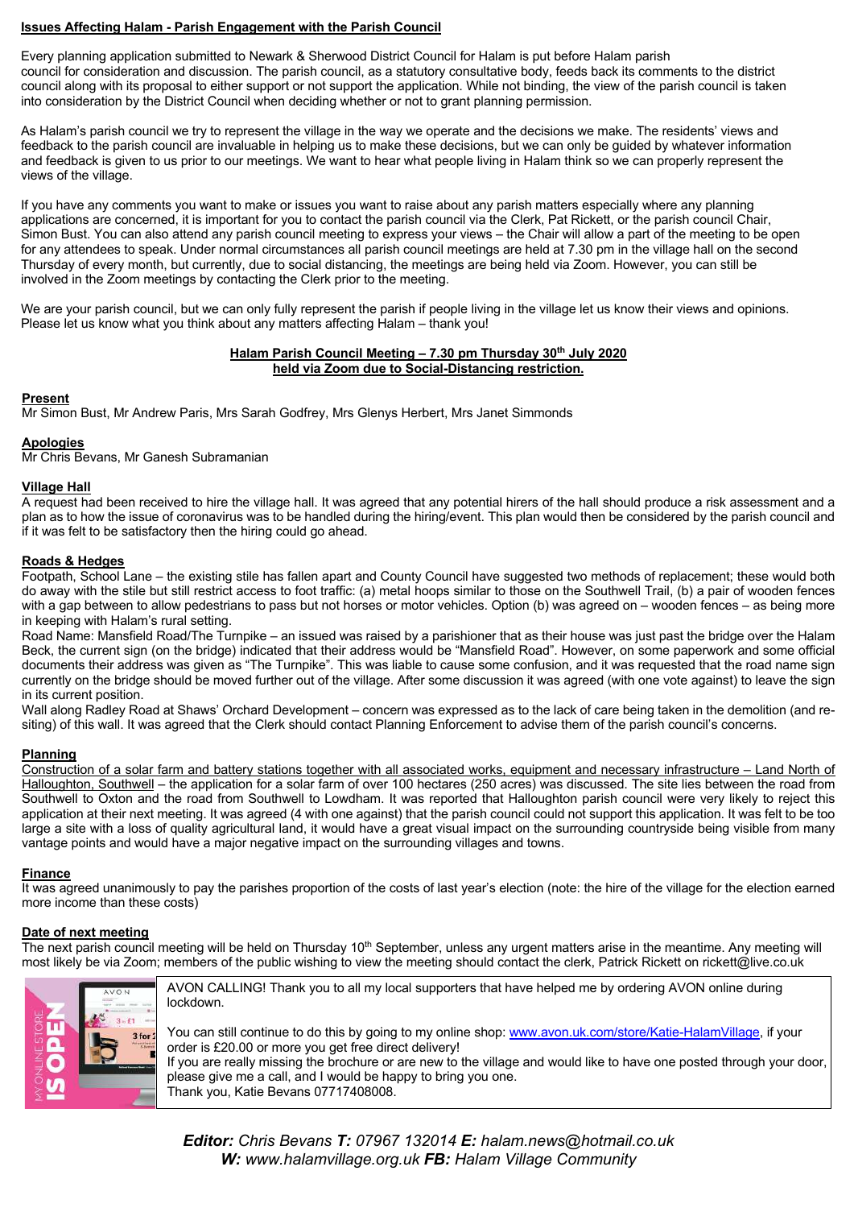## Issues Affecting Halam - Parish Engagement with the Parish Council

Every planning application submitted to Newark & Sherwood District Council for Halam is put before Halam parish council for consideration and discussion. The parish council, as a statutory consultative body, feeds back its comments to the district council along with its proposal to either support or not support the application. While not binding, the view of the parish council is taken into consideration by the District Council when deciding whether or not to grant planning permission.

As Halam's parish council we try to represent the village in the way we operate and the decisions we make. The residents' views and feedback to the parish council are invaluable in helping us to make these decisions, but we can only be guided by whatever information and feedback is given to us prior to our meetings. We want to hear what people living in Halam think so we can properly represent the views of the village.

If you have any comments you want to make or issues you want to raise about any parish matters especially where any planning applications are concerned, it is important for you to contact the parish council via the Clerk, Pat Rickett, or the parish council Chair, Simon Bust. You can also attend any parish council meeting to express your views – the Chair will allow a part of the meeting to be open for any attendees to speak. Under normal circumstances all parish council meetings are held at 7.30 pm in the village hall on the second Thursday of every month, but currently, due to social distancing, the meetings are being held via Zoom. However, you can still be involved in the Zoom meetings by contacting the Clerk prior to the meeting.

We are your parish council, but we can only fully represent the parish if people living in the village let us know their views and opinions. Please let us know what you think about any matters affecting Halam – thank you!

## Halam Parish Council Meeting – 7.30 pm Thursday 30th July 2020 held via Zoom due to Social-Distancing restriction.

**Present**

Mr Simon Bust, Mr Andrew Paris, Mrs Sarah Godfrey, Mrs Glenys Herbert, Mrs Janet Simmonds

**Apologies**

Mr Chris Bevans, Mr Ganesh Subramanian

**Village Hall**

A request had been received to hire the village hall. It was agreed that any potential hirers of the hall should produce a risk assessment and a plan as to how the issue of coronavirus was to be handled during the hiring/event. This plan would then be considered by the parish council and if it was felt to be satisfactory then the hiring could go ahead.

**Roads & Hedges**

Footpath, School Lane – the existing stile has fallen apart and County Council have suggested two methods of replacement; these would both do away with the stile but still restrict access to foot traffic: (a) metal hoops similar to those on the Southwell Trail, (b) a pair of wooden fences with a gap between to allow pedestrians to pass but not horses or motor vehicles. Option (b) was agreed on – wooden fences – as being more in keeping with Halam's rural setting.

Road Name: Mansfield Road/The Turnpike – an issued was raised by a parishioner that as their house was just past the bridge over the Halam Beck, the current sign (on the bridge) indicated that their address would be "Mansfield Road". However, on some paperwork and some official documents their address was given as "The Turnpike". This was liable to cause some confusion, and it was requested that the road name sign currently on the bridge should be moved further out of the village. After some discussion it was agreed (with one vote against) to leave the sign in its current position.

Wall along Radley Road at Shaws' Orchard Development – concern was expressed as to the lack of care being taken in the demolition (and re-siting) of this wall. It was agreed that the Clerk should contact Planning Enforcement to advise them of the parish council's concerns.

**Planning**

Construction of a solar farm and battery stations together with all associated works, equipment and necessary infrastructure – Land North of Halloughton, Southwell – the application for a solar farm of over 100 hectares (250 acres) was discussed. The site lies between the road from Southwell to Oxton and the road from Southwell to Lowdham. It was reported that Halloughton parish council were very likely to reject this application at their next meeting. It was agreed (4 with one against) that the parish council could not support this application. It was felt to be too large a site with a loss of quality agricultural land, it would have a great visual impact on the surrounding countryside being visible from many vantage points and would have a major negative impact on the surrounding villages and towns.

**Finance**

It was agreed unanimously to pay the parishes proportion of the costs of last year's election (note: the hire of the village for the election earned more income than these costs)

**Date of next meeting**

The next parish council meeting will be held on Thursday 10th September, unless any urgent matters arise in the meantime. Any meeting will most likely be via Zoom; members of the public wishing to view the meeting should contact the clerk, Patrick Rickett on rickett@live.co.uk

AVON CALLING! Thank you to all my local supporters that have helped me by ordering AVON online during lockdown.

You can still continue to do this by going to my online shop: www.avon.uk.com/store/Katie-HalamVillage, if your order is £20.00 or more you get free direct delivery!
If you are really missing the brochure or are new to the village and would like to have one posted through your door, please give me a call, and I would be happy to bring you one.
Thank you, Katie Bevans 07717408008.

***Editor:*** *Chris Bevans* ***T:*** *07967 132014* ***E:*** *halam.news@hotmail.co.uk*
***W:*** *www.halamvillage.org.uk* ***FB:*** *Halam Village Community*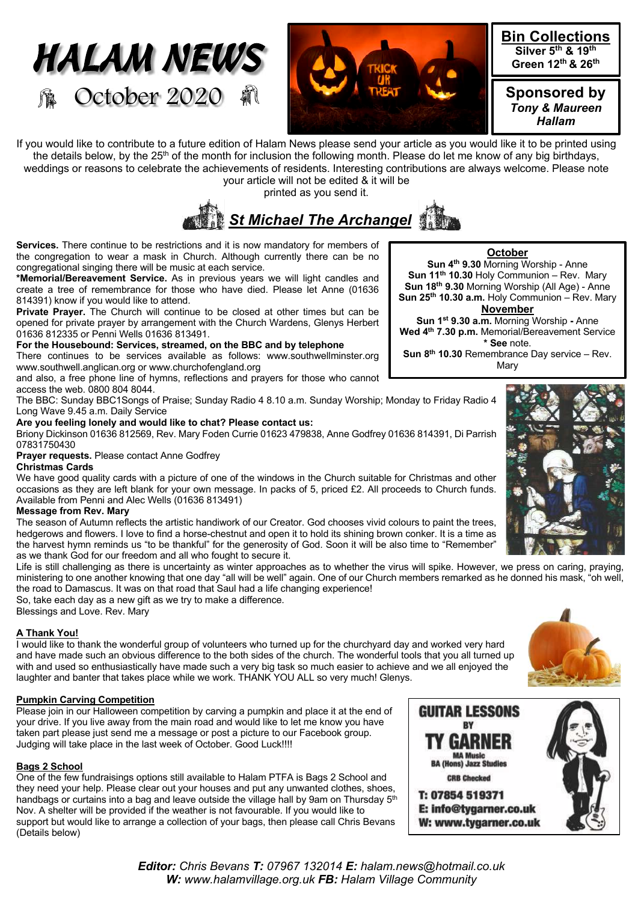# HALAM NEWS

## October 2020

**Bin Collections**
**Silver 5th & 19th**
**Green 12th & 26th**

**Sponsored by**
***Tony & Maureen Hallam***

If you would like to contribute to a future edition of Halam News please send your article as you would like it to be printed using the details below, by the 25th of the month for inclusion the following month. Please do let me know of any big birthdays, weddings or reasons to celebrate the achievements of residents. Interesting contributions are always welcome. Please note your article will not be edited & it will be printed as you send it.

## *St Michael The Archangel*

**Services.** There continue to be restrictions and it is now mandatory for members of the congregation to wear a mask in Church. Although currently there can be no congregational singing there will be music at each service.

***Memorial/Bereavement Service.** As in previous years we will light candles and create a tree of remembrance for those who have died. Please let Anne (01636 814391) know if you would like to attend.

**Private Prayer.** The Church will continue to be closed at other times but can be opened for private prayer by arrangement with the Church Wardens, Glenys Herbert 01636 812335 or Penni Wells 01636 813491.

**For the Housebound: Services, streamed, on the BBC and by telephone**

There continues to be services available as follows: www.southwellminster.org www.southwell.anglican.org or www.churchofengland.org and also, a free phone line of hymns, reflections and prayers for those who cannot access the web. 0800 804 8044.

The BBC: Sunday BBC1Songs of Praise; Sunday Radio 4 8.10 a.m. Sunday Worship; Monday to Friday Radio 4 Long Wave 9.45 a.m. Daily Service

**October**

**Sun 4th 9.30** Morning Worship - Anne
**Sun 11th 10.30** Holy Communion – Rev. Mary
**Sun 18th 9.30** Morning Worship (All Age) - Anne
**Sun 25th 10.30 a.m.** Holy Communion – Rev. Mary

**November**

**Sun 1st 9.30 a.m.** Morning Worship **-** Anne
**Wed 4th 7.30 p.m.** Memorial/Bereavement Service **\* See** note.
**Sun 8th 10.30** Remembrance Day service – Rev. Mary

**Are you feeling lonely and would like to chat? Please contact us:**

Briony Dickinson 01636 812569, Rev. Mary Foden Currie 01623 479838, Anne Godfrey 01636 814391, Di Parrish 07831750430

**Prayer requests.** Please contact Anne Godfrey

**Christmas Cards**

We have good quality cards with a picture of one of the windows in the Church suitable for Christmas and other occasions as they are left blank for your own message. In packs of 5, priced £2. All proceeds to Church funds. Available from Penni and Alec Wells (01636 813491)

**Message from Rev. Mary**

The season of Autumn reflects the artistic handiwork of our Creator. God chooses vivid colours to paint the trees, hedgerows and flowers. I love to find a horse-chestnut and open it to hold its shining brown conker. It is a time as the harvest hymn reminds us "to be thankful" for the generosity of God. Soon it will be also time to "Remember" as we thank God for our freedom and all who fought to secure it.

Life is still challenging as there is uncertainty as winter approaches as to whether the virus will spike. However, we press on caring, praying, ministering to one another knowing that one day "all will be well" again. One of our Church members remarked as he donned his mask, "oh well, the road to Damascus. It was on that road that Saul had a life changing experience!

So, take each day as a new gift as we try to make a difference.

Blessings and Love. Rev. Mary

**A Thank You!**

I would like to thank the wonderful group of volunteers who turned up for the churchyard day and worked very hard and have made such an obvious difference to the both sides of the church. The wonderful tools that you all turned up with and used so enthusiastically have made such a very big task so much easier to achieve and we all enjoyed the laughter and banter that takes place while we work. THANK YOU ALL so very much! Glenys.

**Pumpkin Carving Competition**

Please join in our Halloween competition by carving a pumpkin and place it at the end of your drive. If you live away from the main road and would like to let me know you have taken part please just send me a message or post a picture to our Facebook group. Judging will take place in the last week of October. Good Luck!!!!

**Bags 2 School**

One of the few fundraisings options still available to Halam PTFA is Bags 2 School and they need your help. Please clear out your houses and put any unwanted clothes, shoes, handbags or curtains into a bag and leave outside the village hall by 9am on Thursday 5th Nov. A shelter will be provided if the weather is not favourable. If you would like to support but would like to arrange a collection of your bags, then please call Chris Bevans (Details below)

**GUITAR LESSONS BY TY GARNER**
MA Music
BA (Hons) Jazz Studies
CRB Checked
T: 07854 519371
E: info@tygarner.co.uk
W: www.tygarner.co.uk

***Editor:** Chris Bevans **T:** 07967 132014 **E:** halam.news@hotmail.co.uk*
***W:** www.halamvillage.org.uk **FB:** Halam Village Community*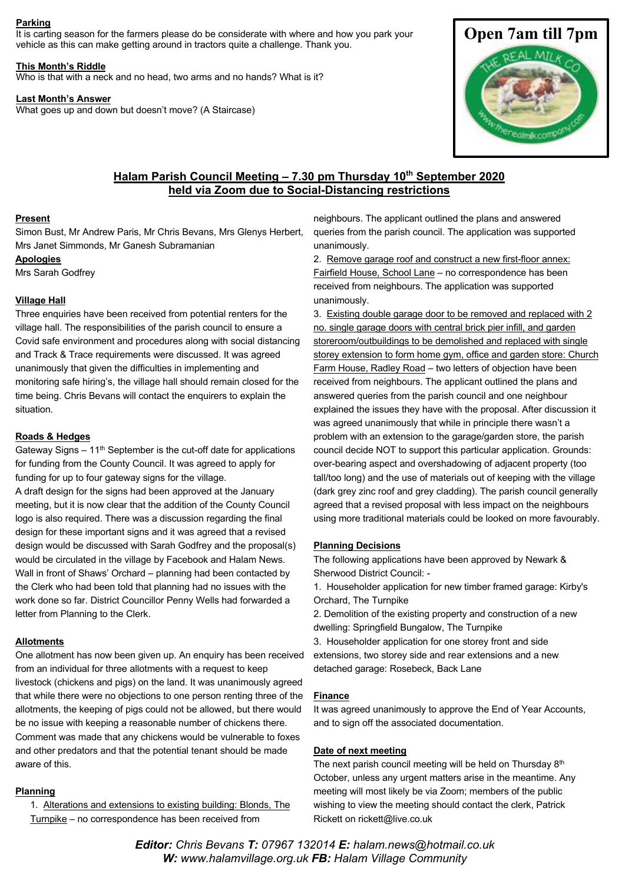**Parking**

It is carting season for the farmers please do be considerate with where and how you park your vehicle as this can make getting around in tractors quite a challenge. Thank you.

**This Month's Riddle**

Who is that with a neck and no head, two arms and no hands? What is it?

**Last Month's Answer**

What goes up and down but doesn't move? (A Staircase)

**Open 7am till 7pm**

THE REAL MILK CO

www.therealmilkcompany.com

## Halam Parish Council Meeting – 7.30 pm Thursday 10th September 2020 held via Zoom due to Social-Distancing restrictions

**Present**

Simon Bust, Mr Andrew Paris, Mr Chris Bevans, Mrs Glenys Herbert, Mrs Janet Simmonds, Mr Ganesh Subramanian

**Apologies**

Mrs Sarah Godfrey

**Village Hall**

Three enquiries have been received from potential renters for the village hall. The responsibilities of the parish council to ensure a Covid safe environment and procedures along with social distancing and Track & Trace requirements were discussed. It was agreed unanimously that given the difficulties in implementing and monitoring safe hiring's, the village hall should remain closed for the time being. Chris Bevans will contact the enquirers to explain the situation.

**Roads & Hedges**

Gateway Signs – 11th September is the cut-off date for applications for funding from the County Council. It was agreed to apply for funding for up to four gateway signs for the village.

A draft design for the signs had been approved at the January meeting, but it is now clear that the addition of the County Council logo is also required. There was a discussion regarding the final design for these important signs and it was agreed that a revised design would be discussed with Sarah Godfrey and the proposal(s) would be circulated in the village by Facebook and Halam News.

Wall in front of Shaws' Orchard – planning had been contacted by the Clerk who had been told that planning had no issues with the work done so far. District Councillor Penny Wells had forwarded a letter from Planning to the Clerk.

**Allotments**

One allotment has now been given up. An enquiry has been received from an individual for three allotments with a request to keep livestock (chickens and pigs) on the land. It was unanimously agreed that while there were no objections to one person renting three of the allotments, the keeping of pigs could not be allowed, but there would be no issue with keeping a reasonable number of chickens there. Comment was made that any chickens would be vulnerable to foxes and other predators and that the potential tenant should be made aware of this.

**Planning**

1. Alterations and extensions to existing building: Blonds, The Turnpike – no correspondence has been received from neighbours. The applicant outlined the plans and answered queries from the parish council. The application was supported unanimously.
2. Remove garage roof and construct a new first-floor annex: Fairfield House, School Lane – no correspondence has been received from neighbours. The application was supported unanimously.
3. Existing double garage door to be removed and replaced with 2 no. single garage doors with central brick pier infill, and garden storeroom/outbuildings to be demolished and replaced with single storey extension to form home gym, office and garden store: Church Farm House, Radley Road – two letters of objection have been received from neighbours. The applicant outlined the plans and answered queries from the parish council and one neighbour explained the issues they have with the proposal. After discussion it was agreed unanimously that while in principle there wasn't a problem with an extension to the garage/garden store, the parish council decide NOT to support this particular application. Grounds: over-bearing aspect and overshadowing of adjacent property (too tall/too long) and the use of materials out of keeping with the village (dark grey zinc roof and grey cladding). The parish council generally agreed that a revised proposal with less impact on the neighbours using more traditional materials could be looked on more favourably.

**Planning Decisions**

The following applications have been approved by Newark & Sherwood District Council: -

1. Householder application for new timber framed garage: Kirby's Orchard, The Turnpike
2. Demolition of the existing property and construction of a new dwelling: Springfield Bungalow, The Turnpike
3. Householder application for one storey front and side extensions, two storey side and rear extensions and a new detached garage: Rosebeck, Back Lane

**Finance**

It was agreed unanimously to approve the End of Year Accounts, and to sign off the associated documentation.

**Date of next meeting**

The next parish council meeting will be held on Thursday 8th October, unless any urgent matters arise in the meantime. Any meeting will most likely be via Zoom; members of the public wishing to view the meeting should contact the clerk, Patrick Rickett on rickett@live.co.uk

***Editor:** Chris Bevans **T:** 07967 132014 **E:** halam.news@hotmail.co.uk*
***W:** www.halamvillage.org.uk **FB:** Halam Village Community*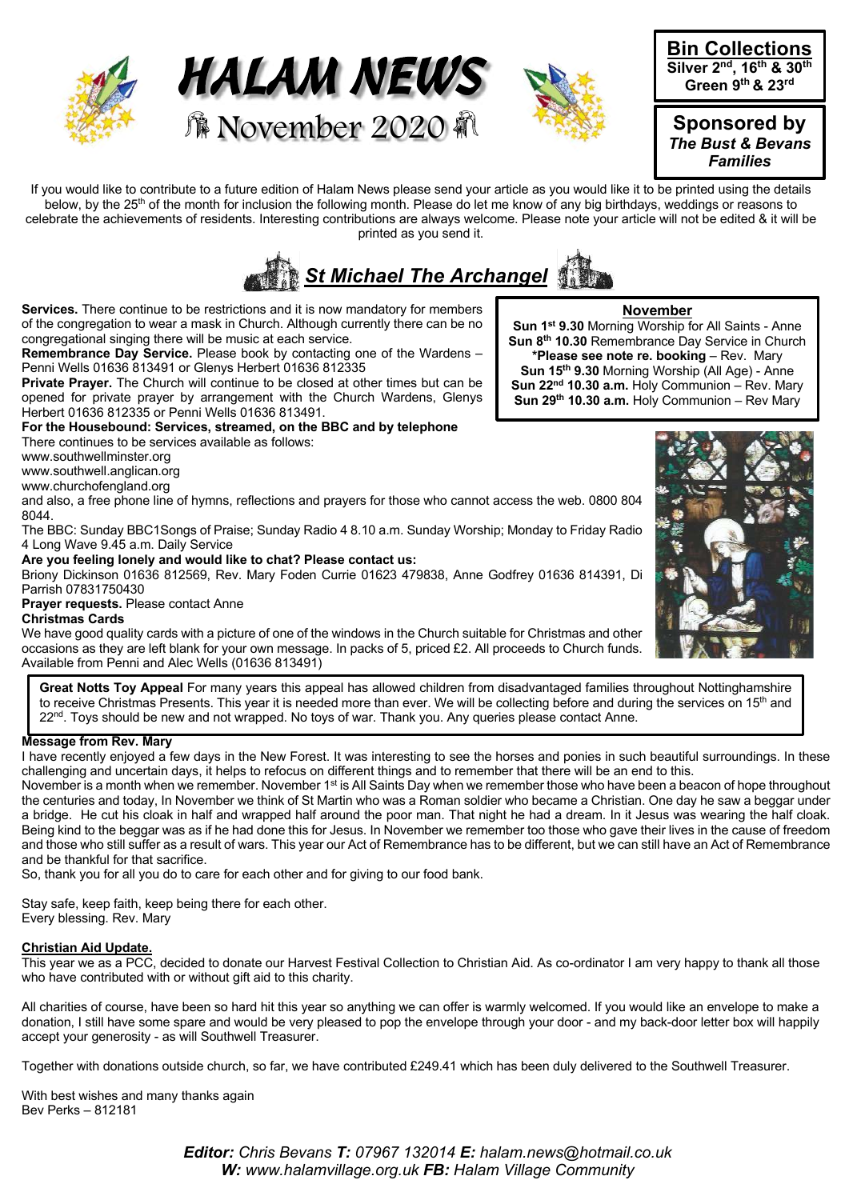# HALAM NEWS

## November 2020

**Bin Collections**
**Silver 2nd, 16th & 30th**
**Green 9th & 23rd**

**Sponsored by**
***The Bust & Bevans Families***

If you would like to contribute to a future edition of Halam News please send your article as you would like it to be printed using the details below, by the 25th of the month for inclusion the following month. Please do let me know of any big birthdays, weddings or reasons to celebrate the achievements of residents. Interesting contributions are always welcome. Please note your article will not be edited & it will be printed as you send it.

## *St Michael The Archangel*

**November**

**Sun 1st 9.30** Morning Worship for All Saints - Anne
**Sun 8th 10.30** Remembrance Day Service in Church
**\*Please see note re. booking** – Rev. Mary
**Sun 15th 9.30** Morning Worship (All Age) - Anne
**Sun 22nd 10.30 a.m.** Holy Communion – Rev. Mary
**Sun 29th 10.30 a.m.** Holy Communion – Rev Mary

**Services.** There continue to be restrictions and it is now mandatory for members of the congregation to wear a mask in Church. Although currently there can be no congregational singing there will be music at each service.

**Remembrance Day Service.** Please book by contacting one of the Wardens – Penni Wells 01636 813491 or Glenys Herbert 01636 812335

**Private Prayer.** The Church will continue to be closed at other times but can be opened for private prayer by arrangement with the Church Wardens, Glenys Herbert 01636 812335 or Penni Wells 01636 813491.

**For the Housebound: Services, streamed, on the BBC and by telephone**

There continues to be services available as follows:

www.southwellminster.org
www.southwell.anglican.org
www.churchofengland.org

and also, a free phone line of hymns, reflections and prayers for those who cannot access the web. 0800 804 8044.

The BBC: Sunday BBC1Songs of Praise; Sunday Radio 4 8.10 a.m. Sunday Worship; Monday to Friday Radio 4 Long Wave 9.45 a.m. Daily Service

**Are you feeling lonely and would like to chat? Please contact us:**

Briony Dickinson 01636 812569, Rev. Mary Foden Currie 01623 479838, Anne Godfrey 01636 814391, Di Parrish 07831750430

**Prayer requests.** Please contact Anne

**Christmas Cards**

We have good quality cards with a picture of one of the windows in the Church suitable for Christmas and other occasions as they are left blank for your own message. In packs of 5, priced £2. All proceeds to Church funds. Available from Penni and Alec Wells (01636 813491)

**Great Notts Toy Appeal** For many years this appeal has allowed children from disadvantaged families throughout Nottinghamshire to receive Christmas Presents. This year it is needed more than ever. We will be collecting before and during the services on 15th and 22nd. Toys should be new and not wrapped. No toys of war. Thank you. Any queries please contact Anne.

**Message from Rev. Mary**

I have recently enjoyed a few days in the New Forest. It was interesting to see the horses and ponies in such beautiful surroundings. In these challenging and uncertain days, it helps to refocus on different things and to remember that there will be an end to this.

November is a month when we remember. November 1st is All Saints Day when we remember those who have been a beacon of hope throughout the centuries and today, In November we think of St Martin who was a Roman soldier who became a Christian. One day he saw a beggar under a bridge. He cut his cloak in half and wrapped half around the poor man. That night he had a dream. In it Jesus was wearing the half cloak. Being kind to the beggar was as if he had done this for Jesus. In November we remember too those who gave their lives in the cause of freedom and those who still suffer as a result of wars. This year our Act of Remembrance has to be different, but we can still have an Act of Remembrance and be thankful for that sacrifice.

So, thank you for all you do to care for each other and for giving to our food bank.

Stay safe, keep faith, keep being there for each other.
Every blessing. Rev. Mary

**Christian Aid Update.**

This year we as a PCC, decided to donate our Harvest Festival Collection to Christian Aid. As co-ordinator I am very happy to thank all those who have contributed with or without gift aid to this charity.

All charities of course, have been so hard hit this year so anything we can offer is warmly welcomed. If you would like an envelope to make a donation, I still have some spare and would be very pleased to pop the envelope through your door - and my back-door letter box will happily accept your generosity - as will Southwell Treasurer.

Together with donations outside church, so far, we have contributed £249.41 which has been duly delivered to the Southwell Treasurer.

With best wishes and many thanks again
Bev Perks – 812181

***Editor:*** *Chris Bevans* ***T:*** *07967 132014* ***E:*** *halam.news@hotmail.co.uk*
***W:*** *www.halamvillage.org.uk* ***FB:*** *Halam Village Community*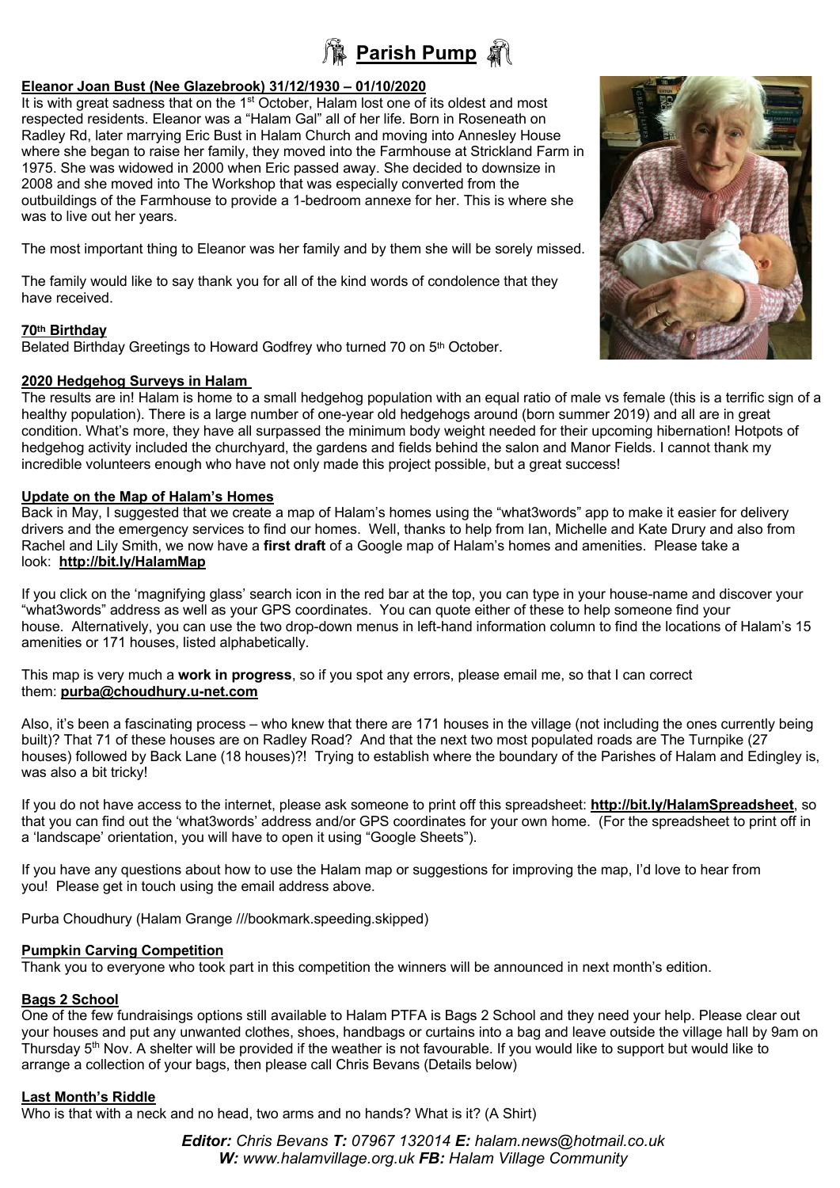# Parish Pump

**Eleanor Joan Bust (Nee Glazebrook) 31/12/1930 – 01/10/2020**

It is with great sadness that on the 1st October, Halam lost one of its oldest and most respected residents. Eleanor was a "Halam Gal" all of her life. Born in Roseneath on Radley Rd, later marrying Eric Bust in Halam Church and moving into Annesley House where she began to raise her family, they moved into the Farmhouse at Strickland Farm in 1975. She was widowed in 2000 when Eric passed away. She decided to downsize in 2008 and she moved into The Workshop that was especially converted from the outbuildings of the Farmhouse to provide a 1-bedroom annexe for her. This is where she was to live out her years.

The most important thing to Eleanor was her family and by them she will be sorely missed.

The family would like to say thank you for all of the kind words of condolence that they have received.

**70th Birthday**

Belated Birthday Greetings to Howard Godfrey who turned 70 on 5th October.

**2020 Hedgehog Surveys in Halam**

The results are in! Halam is home to a small hedgehog population with an equal ratio of male vs female (this is a terrific sign of a healthy population). There is a large number of one-year old hedgehogs around (born summer 2019) and all are in great condition. What's more, they have all surpassed the minimum body weight needed for their upcoming hibernation! Hotpots of hedgehog activity included the churchyard, the gardens and fields behind the salon and Manor Fields. I cannot thank my incredible volunteers enough who have not only made this project possible, but a great success!

**Update on the Map of Halam's Homes**

Back in May, I suggested that we create a map of Halam's homes using the "what3words" app to make it easier for delivery drivers and the emergency services to find our homes. Well, thanks to help from Ian, Michelle and Kate Drury and also from Rachel and Lily Smith, we now have a **first draft** of a Google map of Halam's homes and amenities. Please take a look: **http://bit.ly/HalamMap**

If you click on the 'magnifying glass' search icon in the red bar at the top, you can type in your house-name and discover your "what3words" address as well as your GPS coordinates. You can quote either of these to help someone find your house. Alternatively, you can use the two drop-down menus in left-hand information column to find the locations of Halam's 15 amenities or 171 houses, listed alphabetically.

This map is very much a **work in progress**, so if you spot any errors, please email me, so that I can correct them: **purba@choudhury.u-net.com**

Also, it's been a fascinating process – who knew that there are 171 houses in the village (not including the ones currently being built)? That 71 of these houses are on Radley Road? And that the next two most populated roads are The Turnpike (27 houses) followed by Back Lane (18 houses)?! Trying to establish where the boundary of the Parishes of Halam and Edingley is, was also a bit tricky!

If you do not have access to the internet, please ask someone to print off this spreadsheet: **http://bit.ly/HalamSpreadsheet**, so that you can find out the 'what3words' address and/or GPS coordinates for your own home. (For the spreadsheet to print off in a 'landscape' orientation, you will have to open it using "Google Sheets").

If you have any questions about how to use the Halam map or suggestions for improving the map, I'd love to hear from you! Please get in touch using the email address above.

Purba Choudhury (Halam Grange ///bookmark.speeding.skipped)

**Pumpkin Carving Competition**

Thank you to everyone who took part in this competition the winners will be announced in next month's edition.

**Bags 2 School**

One of the few fundraisings options still available to Halam PTFA is Bags 2 School and they need your help. Please clear out your houses and put any unwanted clothes, shoes, handbags or curtains into a bag and leave outside the village hall by 9am on Thursday 5th Nov. A shelter will be provided if the weather is not favourable. If you would like to support but would like to arrange a collection of your bags, then please call Chris Bevans (Details below)

**Last Month's Riddle**

Who is that with a neck and no head, two arms and no hands? What is it? (A Shirt)

***Editor:** Chris Bevans **T:** 07967 132014 **E:** halam.news@hotmail.co.uk*
***W:** www.halamvillage.org.uk **FB:** Halam Village Community*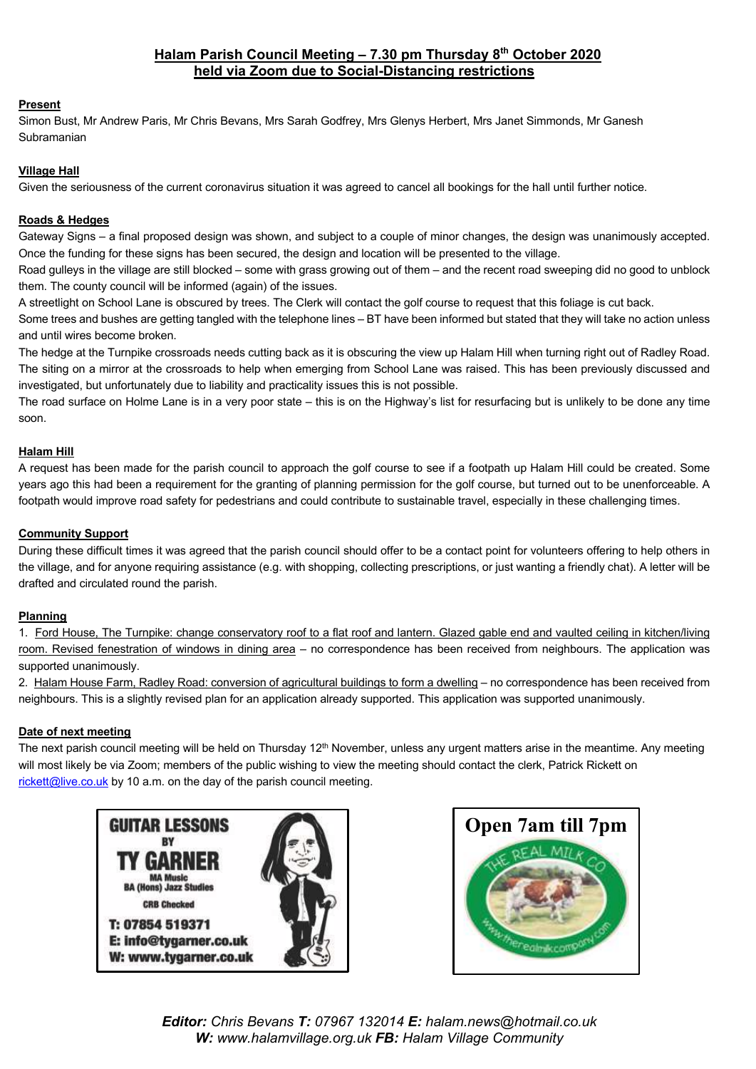## Halam Parish Council Meeting – 7.30 pm Thursday 8th October 2020 held via Zoom due to Social-Distancing restrictions

**Present**

Simon Bust, Mr Andrew Paris, Mr Chris Bevans, Mrs Sarah Godfrey, Mrs Glenys Herbert, Mrs Janet Simmonds, Mr Ganesh Subramanian

**Village Hall**

Given the seriousness of the current coronavirus situation it was agreed to cancel all bookings for the hall until further notice.

**Roads & Hedges**

Gateway Signs – a final proposed design was shown, and subject to a couple of minor changes, the design was unanimously accepted. Once the funding for these signs has been secured, the design and location will be presented to the village.

Road gulleys in the village are still blocked – some with grass growing out of them – and the recent road sweeping did no good to unblock them. The county council will be informed (again) of the issues.

A streetlight on School Lane is obscured by trees. The Clerk will contact the golf course to request that this foliage is cut back.

Some trees and bushes are getting tangled with the telephone lines – BT have been informed but stated that they will take no action unless and until wires become broken.

The hedge at the Turnpike crossroads needs cutting back as it is obscuring the view up Halam Hill when turning right out of Radley Road. The siting on a mirror at the crossroads to help when emerging from School Lane was raised. This has been previously discussed and investigated, but unfortunately due to liability and practicality issues this is not possible.

The road surface on Holme Lane is in a very poor state – this is on the Highway's list for resurfacing but is unlikely to be done any time soon.

**Halam Hill**

A request has been made for the parish council to approach the golf course to see if a footpath up Halam Hill could be created. Some years ago this had been a requirement for the granting of planning permission for the golf course, but turned out to be unenforceable. A footpath would improve road safety for pedestrians and could contribute to sustainable travel, especially in these challenging times.

**Community Support**

During these difficult times it was agreed that the parish council should offer to be a contact point for volunteers offering to help others in the village, and for anyone requiring assistance (e.g. with shopping, collecting prescriptions, or just wanting a friendly chat). A letter will be drafted and circulated round the parish.

**Planning**

1. Ford House, The Turnpike: change conservatory roof to a flat roof and lantern. Glazed gable end and vaulted ceiling in kitchen/living room. Revised fenestration of windows in dining area – no correspondence has been received from neighbours. The application was supported unanimously.
2. Halam House Farm, Radley Road: conversion of agricultural buildings to form a dwelling – no correspondence has been received from neighbours. This is a slightly revised plan for an application already supported. This application was supported unanimously.

**Date of next meeting**

The next parish council meeting will be held on Thursday 12th November, unless any urgent matters arise in the meantime. Any meeting will most likely be via Zoom; members of the public wishing to view the meeting should contact the clerk, Patrick Rickett on rickett@live.co.uk by 10 a.m. on the day of the parish council meeting.

**GUITAR LESSONS BY TY GARNER**
MA Music
BA (Hons) Jazz Studies
CRB Checked
T: 07854 519371
E: info@tygarner.co.uk
W: www.tygarner.co.uk

**Open 7am till 7pm**
THE REAL MILK CO
www.therealmilkcompany.com

***Editor:*** *Chris Bevans* ***T:*** *07967 132014* ***E:*** *halam.news@hotmail.co.uk*
***W:*** *www.halamvillage.org.uk* ***FB:*** *Halam Village Community*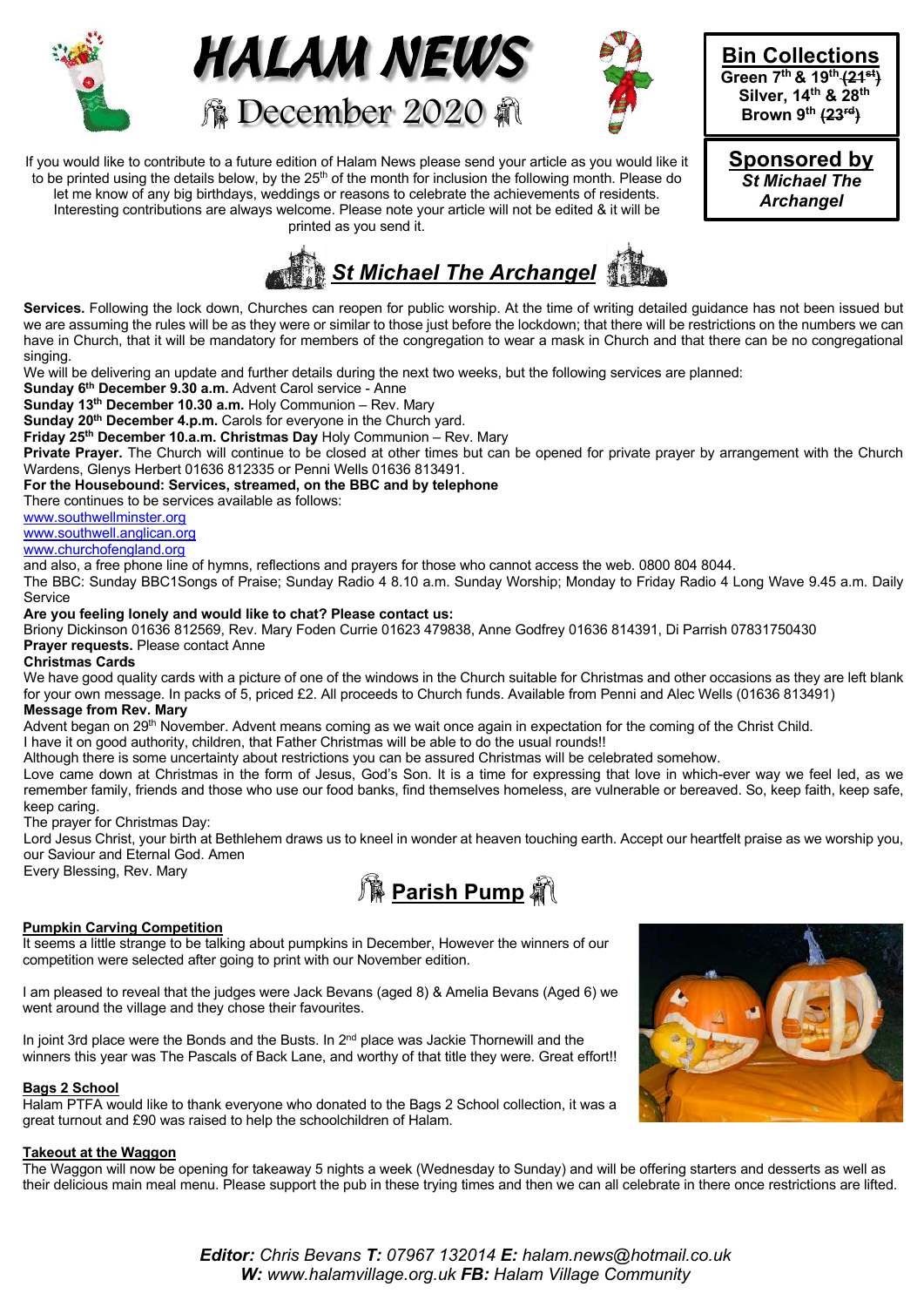# HALAM NEWS

## December 2020

**Bin Collections**
**Green 7th & 19th ~~(21st)~~**
**Silver, 14th & 28th**
**Brown 9th ~~(23rd)~~**

**Sponsored by**
***St Michael The Archangel***

If you would like to contribute to a future edition of Halam News please send your article as you would like it to be printed using the details below, by the 25th of the month for inclusion the following month. Please do let me know of any big birthdays, weddings or reasons to celebrate the achievements of residents. Interesting contributions are always welcome. Please note your article will not be edited & it will be printed as you send it.

## St Michael The Archangel

**Services.** Following the lock down, Churches can reopen for public worship. At the time of writing detailed guidance has not been issued but we are assuming the rules will be as they were or similar to those just before the lockdown; that there will be restrictions on the numbers we can have in Church, that it will be mandatory for members of the congregation to wear a mask in Church and that there can be no congregational singing.

We will be delivering an update and further details during the next two weeks, but the following services are planned:

**Sunday 6th December 9.30 a.m.** Advent Carol service - Anne
**Sunday 13th December 10.30 a.m.** Holy Communion – Rev. Mary
**Sunday 20th December 4.p.m.** Carols for everyone in the Church yard.
**Friday 25th December 10.a.m. Christmas Day** Holy Communion – Rev. Mary

**Private Prayer.** The Church will continue to be closed at other times but can be opened for private prayer by arrangement with the Church Wardens, Glenys Herbert 01636 812335 or Penni Wells 01636 813491.

**For the Housebound: Services, streamed, on the BBC and by telephone**

There continues to be services available as follows:

www.southwellminster.org
www.southwell.anglican.org
www.churchofengland.org

and also, a free phone line of hymns, reflections and prayers for those who cannot access the web. 0800 804 8044.

The BBC: Sunday BBC1Songs of Praise; Sunday Radio 4 8.10 a.m. Sunday Worship; Monday to Friday Radio 4 Long Wave 9.45 a.m. Daily Service

**Are you feeling lonely and would like to chat? Please contact us:**

Briony Dickinson 01636 812569, Rev. Mary Foden Currie 01623 479838, Anne Godfrey 01636 814391, Di Parrish 07831750430

**Prayer requests.** Please contact Anne

**Christmas Cards**

We have good quality cards with a picture of one of the windows in the Church suitable for Christmas and other occasions as they are left blank for your own message. In packs of 5, priced £2. All proceeds to Church funds. Available from Penni and Alec Wells (01636 813491)

**Message from Rev. Mary**

Advent began on 29th November. Advent means coming as we wait once again in expectation for the coming of the Christ Child.

I have it on good authority, children, that Father Christmas will be able to do the usual rounds!!

Although there is some uncertainty about restrictions you can be assured Christmas will be celebrated somehow.

Love came down at Christmas in the form of Jesus, God's Son. It is a time for expressing that love in which-ever way we feel led, as we remember family, friends and those who use our food banks, find themselves homeless, are vulnerable or bereaved. So, keep faith, keep safe, keep caring.

The prayer for Christmas Day:

Lord Jesus Christ, your birth at Bethlehem draws us to kneel in wonder at heaven touching earth. Accept our heartfelt praise as we worship you, our Saviour and Eternal God. Amen

Every Blessing, Rev. Mary

## Parish Pump

**Pumpkin Carving Competition**

It seems a little strange to be talking about pumpkins in December, However the winners of our competition were selected after going to print with our November edition.

I am pleased to reveal that the judges were Jack Bevans (aged 8) & Amelia Bevans (Aged 6) we went around the village and they chose their favourites.

In joint 3rd place were the Bonds and the Busts. In 2nd place was Jackie Thornewill and the winners this year was The Pascals of Back Lane, and worthy of that title they were. Great effort!!

**Bags 2 School**

Halam PTFA would like to thank everyone who donated to the Bags 2 School collection, it was a great turnout and £90 was raised to help the schoolchildren of Halam.

**Takeout at the Waggon**

The Waggon will now be opening for takeaway 5 nights a week (Wednesday to Sunday) and will be offering starters and desserts as well as their delicious main meal menu. Please support the pub in these trying times and then we can all celebrate in there once restrictions are lifted.

***Editor:*** *Chris Bevans* ***T:*** *07967 132014* ***E:*** *halam.news@hotmail.co.uk*
***W:*** *www.halamvillage.org.uk* ***FB:*** *Halam Village Community*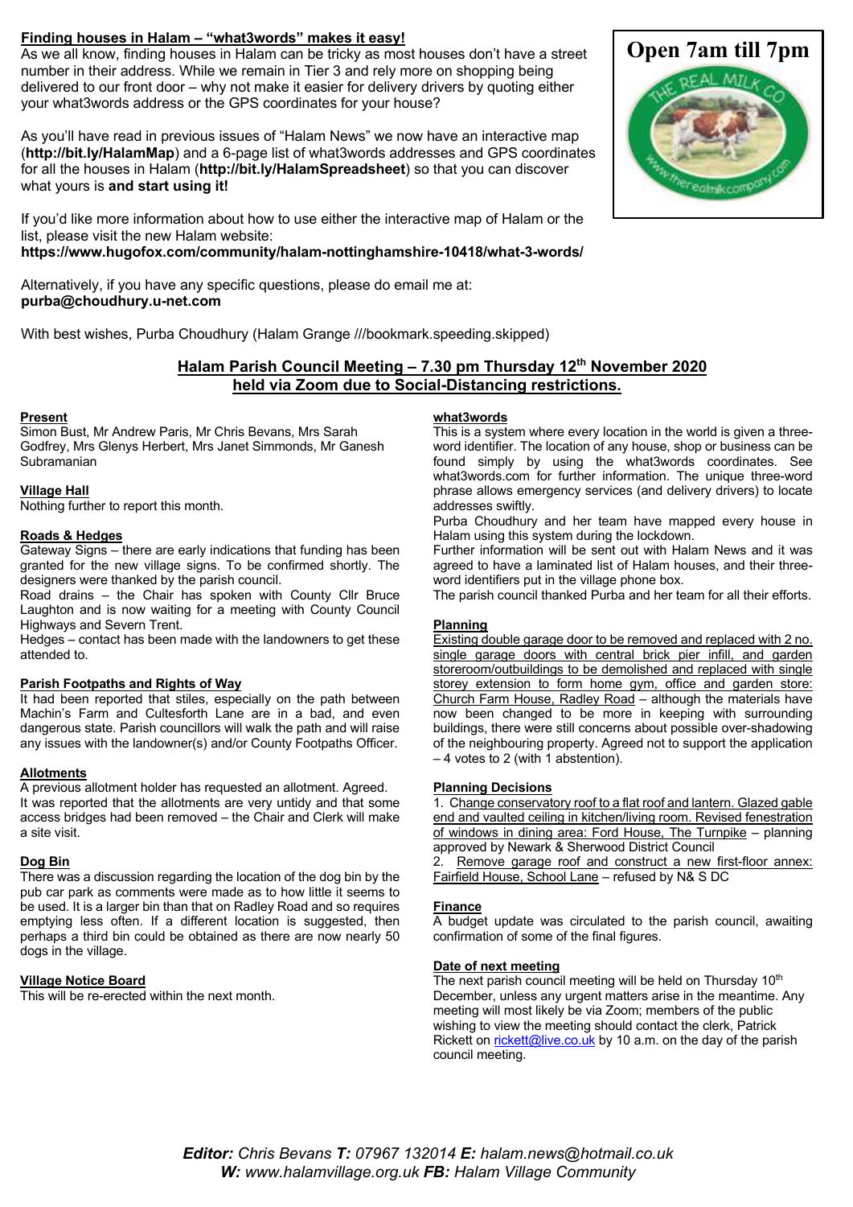## Finding houses in Halam – "what3words" makes it easy!

As we all know, finding houses in Halam can be tricky as most houses don't have a street number in their address. While we remain in Tier 3 and rely more on shopping being delivered to our front door – why not make it easier for delivery drivers by quoting either your what3words address or the GPS coordinates for your house?

As you'll have read in previous issues of "Halam News" we now have an interactive map (**http://bit.ly/HalamMap**) and a 6-page list of what3words addresses and GPS coordinates for all the houses in Halam (**http://bit.ly/HalamSpreadsheet**) so that you can discover what yours is **and start using it!**

If you'd like more information about how to use either the interactive map of Halam or the list, please visit the new Halam website:
**https://www.hugofox.com/community/halam-nottinghamshire-10418/what-3-words/**

Alternatively, if you have any specific questions, please do email me at:
**purba@choudhury.u-net.com**

With best wishes, Purba Choudhury (Halam Grange ///bookmark.speeding.skipped)

**Open 7am till 7pm**

THE REAL MILK CO
www.therealmilkcompany.com

## Halam Parish Council Meeting – 7.30 pm Thursday 12th November 2020 held via Zoom due to Social-Distancing restrictions.

### Present
Simon Bust, Mr Andrew Paris, Mr Chris Bevans, Mrs Sarah Godfrey, Mrs Glenys Herbert, Mrs Janet Simmonds, Mr Ganesh Subramanian

### Village Hall
Nothing further to report this month.

### Roads & Hedges
Gateway Signs – there are early indications that funding has been granted for the new village signs. To be confirmed shortly. The designers were thanked by the parish council.

Road drains – the Chair has spoken with County Cllr Bruce Laughton and is now waiting for a meeting with County Council Highways and Severn Trent.

Hedges – contact has been made with the landowners to get these attended to.

### Parish Footpaths and Rights of Way
It had been reported that stiles, especially on the path between Machin's Farm and Cultesforth Lane are in a bad, and even dangerous state. Parish councillors will walk the path and will raise any issues with the landowner(s) and/or County Footpaths Officer.

### Allotments
A previous allotment holder has requested an allotment. Agreed.

It was reported that the allotments are very untidy and that some access bridges had been removed – the Chair and Clerk will make a site visit.

### Dog Bin
There was a discussion regarding the location of the dog bin by the pub car park as comments were made as to how little it seems to be used. It is a larger bin than that on Radley Road and so requires emptying less often. If a different location is suggested, then perhaps a third bin could be obtained as there are now nearly 50 dogs in the village.

### Village Notice Board
This will be re-erected within the next month.

### what3words
This is a system where every location in the world is given a three-word identifier. The location of any house, shop or business can be found simply by using the what3words coordinates. See what3words.com for further information. The unique three-word phrase allows emergency services (and delivery drivers) to locate addresses swiftly.

Purba Choudhury and her team have mapped every house in Halam using this system during the lockdown.

Further information will be sent out with Halam News and it was agreed to have a laminated list of Halam houses, and their three-word identifiers put in the village phone box.

The parish council thanked Purba and her team for all their efforts.

### Planning
Existing double garage door to be removed and replaced with 2 no. single garage doors with central brick pier infill, and garden storeroom/outbuildings to be demolished and replaced with single storey extension to form home gym, office and garden store: Church Farm House, Radley Road – although the materials have now been changed to be more in keeping with surrounding buildings, there were still concerns about possible over-shadowing of the neighbouring property. Agreed not to support the application – 4 votes to 2 (with 1 abstention).

### Planning Decisions
1. Change conservatory roof to a flat roof and lantern. Glazed gable end and vaulted ceiling in kitchen/living room. Revised fenestration of windows in dining area: Ford House, The Turnpike – planning approved by Newark & Sherwood District Council
2. Remove garage roof and construct a new first-floor annex: Fairfield House, School Lane – refused by N& S DC

### Finance
A budget update was circulated to the parish council, awaiting confirmation of some of the final figures.

### Date of next meeting
The next parish council meeting will be held on Thursday 10th December, unless any urgent matters arise in the meantime. Any meeting will most likely be via Zoom; members of the public wishing to view the meeting should contact the clerk, Patrick Rickett on rickett@live.co.uk by 10 a.m. on the day of the parish council meeting.

***Editor:** Chris Bevans **T:** 07967 132014 **E:** halam.news@hotmail.co.uk*
***W:** www.halamvillage.org.uk **FB:** Halam Village Community*